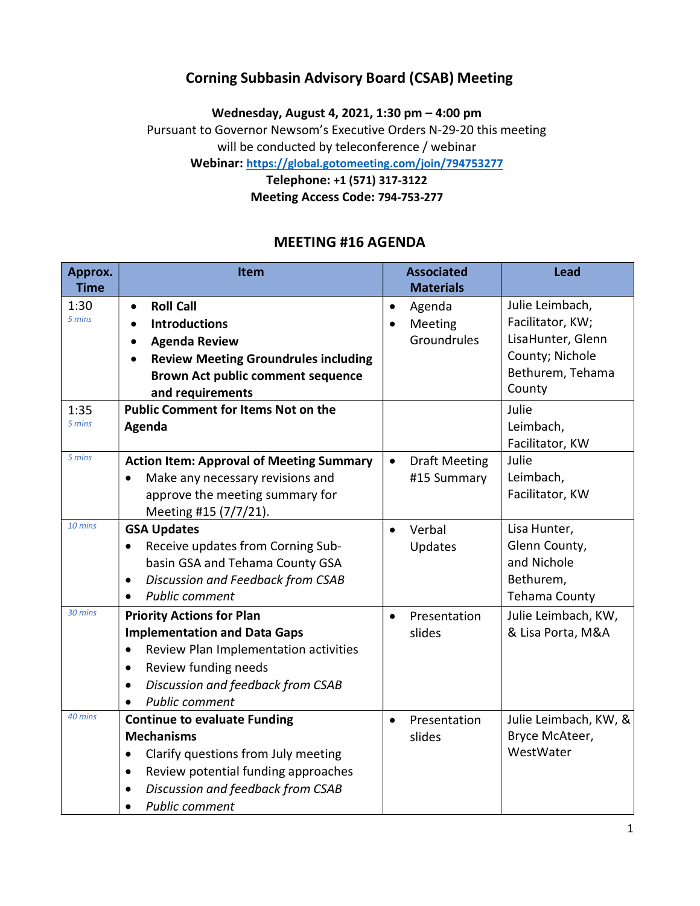# Corning Subbasin Advisory Board (CSAB) Meeting

**Wednesday, August 4, 2021, 1:30 pm – 4:00 pm**

Pursuant to Governor Newsom's Executive Orders N-29-20 this meeting will be conducted by teleconference / webinar

**Webinar: https://global.gotomeeting.com/join/794753277**

**Telephone: +1 (571) 317-3122**

**Meeting Access Code: 794-753-277**

## MEETING #16 AGENDA

| Approx. Time | Item | Associated Materials | Lead |
|---|---|---|---|
| 1:30<br>*5 mins* | • **Roll Call**<br>• **Introductions**<br>• **Agenda Review**<br>• **Review Meeting Groundrules including Brown Act public comment sequence and requirements** | • Agenda<br>• Meeting Groundrules | Julie Leimbach, Facilitator, KW; LisaHunter, Glenn County; Nichole Bethurem, Tehama County |
| 1:35<br>*5 mins* | **Public Comment for Items Not on the Agenda** | | Julie Leimbach, Facilitator, KW |
| *5 mins* | **Action Item: Approval of Meeting Summary**<br>• Make any necessary revisions and approve the meeting summary for Meeting #15 (7/7/21). | • Draft Meeting #15 Summary | Julie Leimbach, Facilitator, KW |
| *10 mins* | **GSA Updates**<br>• Receive updates from Corning Sub-basin GSA and Tehama County GSA<br>• *Discussion and Feedback from CSAB*<br>• *Public comment* | • Verbal Updates | Lisa Hunter, Glenn County, and Nichole Bethurem, Tehama County |
| *30 mins* | **Priority Actions for Plan Implementation and Data Gaps**<br>• Review Plan Implementation activities<br>• Review funding needs<br>• *Discussion and feedback from CSAB*<br>• *Public comment* | • Presentation slides | Julie Leimbach, KW, & Lisa Porta, M&A |
| *40 mins* | **Continue to evaluate Funding Mechanisms**<br>• Clarify questions from July meeting<br>• Review potential funding approaches<br>• *Discussion and feedback from CSAB*<br>• *Public comment* | • Presentation slides | Julie Leimbach, KW, & Bryce McAteer, WestWater |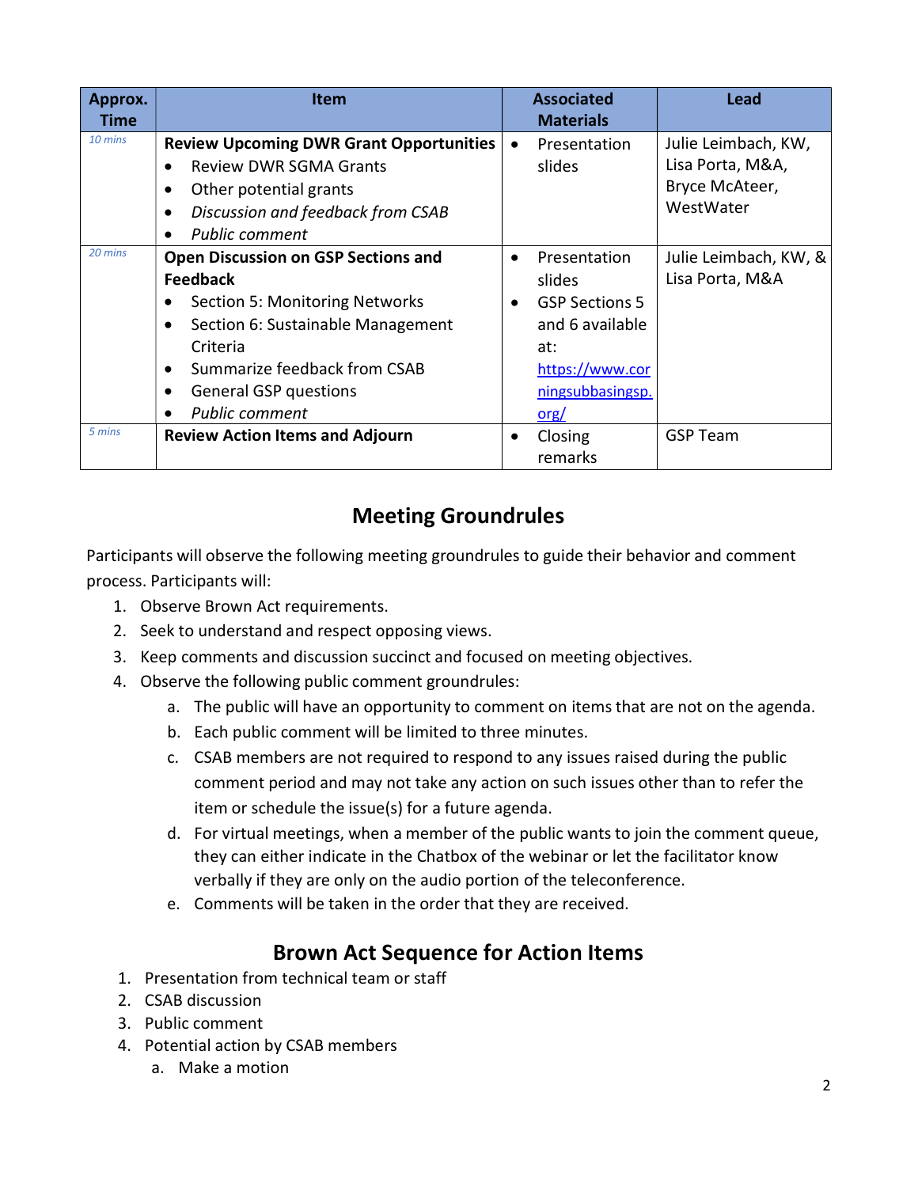| Approx. Time | Item | Associated Materials | Lead |
|---|---|---|---|
| *10 mins* | **Review Upcoming DWR Grant Opportunities**<br>• Review DWR SGMA Grants<br>• Other potential grants<br>• *Discussion and feedback from CSAB*<br>• *Public comment* | • Presentation slides | Julie Leimbach, KW, Lisa Porta, M&A, Bryce McAteer, WestWater |
| *20 mins* | **Open Discussion on GSP Sections and Feedback**<br>• Section 5: Monitoring Networks<br>• Section 6: Sustainable Management Criteria<br>• Summarize feedback from CSAB<br>• General GSP questions<br>• *Public comment* | • Presentation slides<br>• GSP Sections 5 and 6 available at: https://www.corningsubbasingsp.org/ | Julie Leimbach, KW, & Lisa Porta, M&A |
| *5 mins* | **Review Action Items and Adjourn** | • Closing remarks | GSP Team |

## Meeting Groundrules

Participants will observe the following meeting groundrules to guide their behavior and comment process. Participants will:

1. Observe Brown Act requirements.
2. Seek to understand and respect opposing views.
3. Keep comments and discussion succinct and focused on meeting objectives.
4. Observe the following public comment groundrules:
   a. The public will have an opportunity to comment on items that are not on the agenda.
   b. Each public comment will be limited to three minutes.
   c. CSAB members are not required to respond to any issues raised during the public comment period and may not take any action on such issues other than to refer the item or schedule the issue(s) for a future agenda.
   d. For virtual meetings, when a member of the public wants to join the comment queue, they can either indicate in the Chatbox of the webinar or let the facilitator know verbally if they are only on the audio portion of the teleconference.
   e. Comments will be taken in the order that they are received.

## Brown Act Sequence for Action Items

1. Presentation from technical team or staff
2. CSAB discussion
3. Public comment
4. Potential action by CSAB members
   a. Make a motion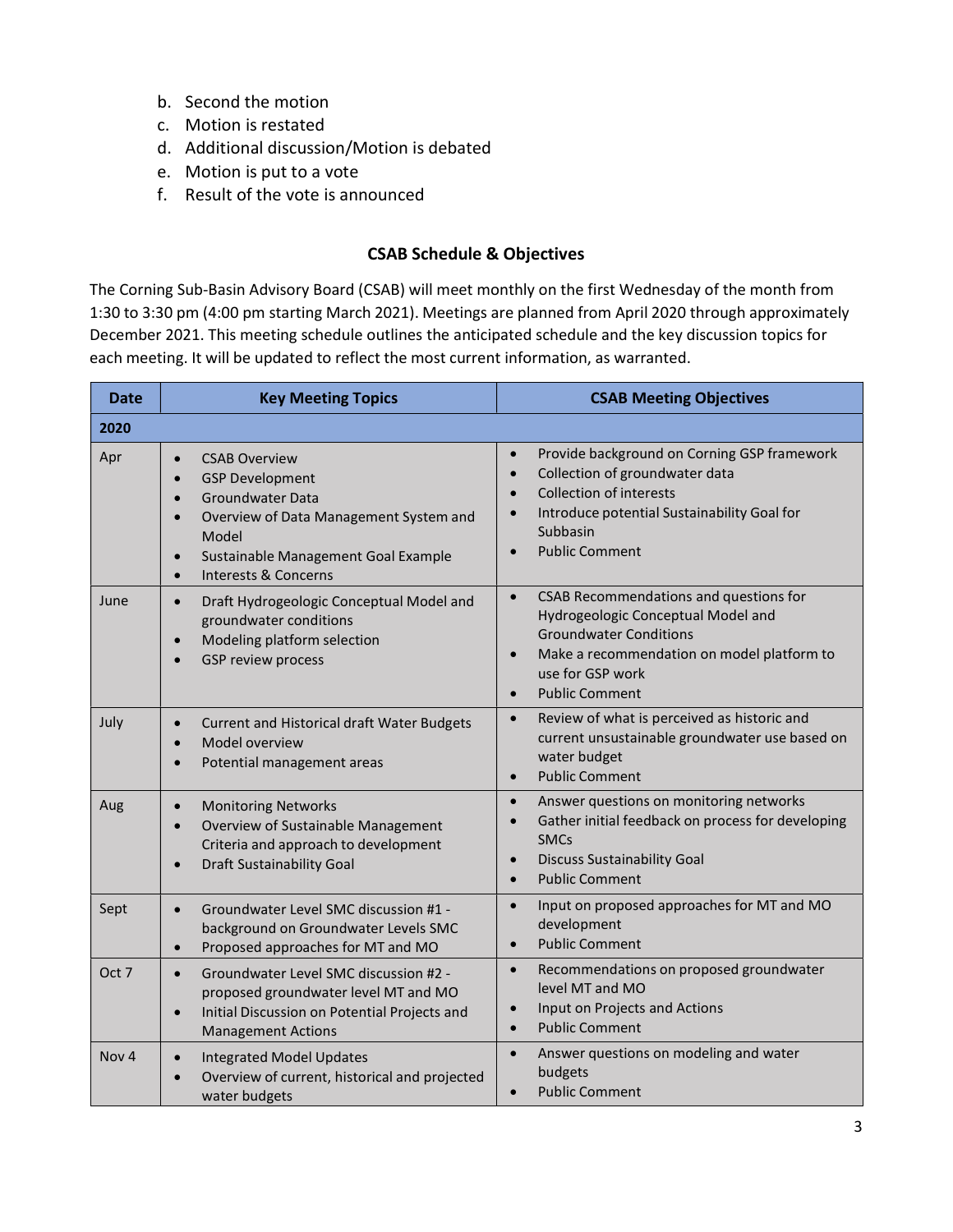b. Second the motion
c. Motion is restated
d. Additional discussion/Motion is debated
e. Motion is put to a vote
f. Result of the vote is announced

## CSAB Schedule & Objectives

The Corning Sub-Basin Advisory Board (CSAB) will meet monthly on the first Wednesday of the month from 1:30 to 3:30 pm (4:00 pm starting March 2021). Meetings are planned from April 2020 through approximately December 2021. This meeting schedule outlines the anticipated schedule and the key discussion topics for each meeting. It will be updated to reflect the most current information, as warranted.

| Date | Key Meeting Topics | CSAB Meeting Objectives |
|---|---|---|
| **2020** | | |
| Apr | • CSAB Overview<br>• GSP Development<br>• Groundwater Data<br>• Overview of Data Management System and Model<br>• Sustainable Management Goal Example<br>• Interests & Concerns | • Provide background on Corning GSP framework<br>• Collection of groundwater data<br>• Collection of interests<br>• Introduce potential Sustainability Goal for Subbasin<br>• Public Comment |
| June | • Draft Hydrogeologic Conceptual Model and groundwater conditions<br>• Modeling platform selection<br>• GSP review process | • CSAB Recommendations and questions for Hydrogeologic Conceptual Model and Groundwater Conditions<br>• Make a recommendation on model platform to use for GSP work<br>• Public Comment |
| July | • Current and Historical draft Water Budgets<br>• Model overview<br>• Potential management areas | • Review of what is perceived as historic and current unsustainable groundwater use based on water budget<br>• Public Comment |
| Aug | • Monitoring Networks<br>• Overview of Sustainable Management Criteria and approach to development<br>• Draft Sustainability Goal | • Answer questions on monitoring networks<br>• Gather initial feedback on process for developing SMCs<br>• Discuss Sustainability Goal<br>• Public Comment |
| Sept | • Groundwater Level SMC discussion #1 - background on Groundwater Levels SMC<br>• Proposed approaches for MT and MO | • Input on proposed approaches for MT and MO development<br>• Public Comment |
| Oct 7 | • Groundwater Level SMC discussion #2 - proposed groundwater level MT and MO<br>• Initial Discussion on Potential Projects and Management Actions | • Recommendations on proposed groundwater level MT and MO<br>• Input on Projects and Actions<br>• Public Comment |
| Nov 4 | • Integrated Model Updates<br>• Overview of current, historical and projected water budgets | • Answer questions on modeling and water budgets<br>• Public Comment |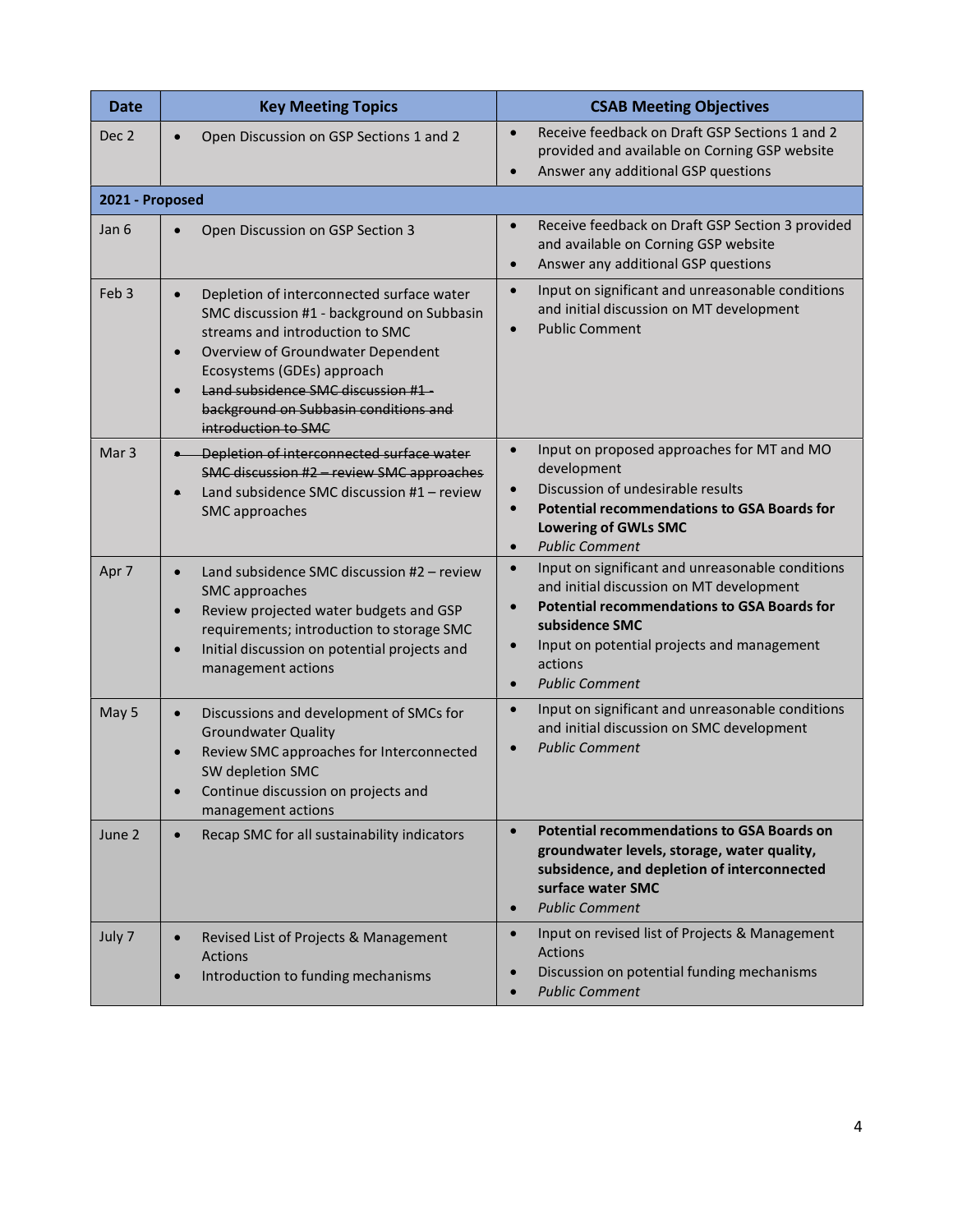| Date | Key Meeting Topics | CSAB Meeting Objectives |
|---|---|---|
| Dec 2 | • Open Discussion on GSP Sections 1 and 2 | • Receive feedback on Draft GSP Sections 1 and 2 provided and available on Corning GSP website<br>• Answer any additional GSP questions |
| **2021 - Proposed** | | |
| Jan 6 | • Open Discussion on GSP Section 3 | • Receive feedback on Draft GSP Section 3 provided and available on Corning GSP website<br>• Answer any additional GSP questions |
| Feb 3 | • Depletion of interconnected surface water SMC discussion #1 - background on Subbasin streams and introduction to SMC<br>• Overview of Groundwater Dependent Ecosystems (GDEs) approach<br>• ~~Land subsidence SMC discussion #1 - background on Subbasin conditions and introduction to SMC~~ | • Input on significant and unreasonable conditions and initial discussion on MT development<br>• Public Comment |
| Mar 3 | • ~~Depletion of interconnected surface water SMC discussion #2 – review SMC approaches~~<br>• Land subsidence SMC discussion #1 – review SMC approaches | • Input on proposed approaches for MT and MO development<br>• Discussion of undesirable results<br>• **Potential recommendations to GSA Boards for Lowering of GWLs SMC**<br>• *Public Comment* |
| Apr 7 | • Land subsidence SMC discussion #2 – review SMC approaches<br>• Review projected water budgets and GSP requirements; introduction to storage SMC<br>• Initial discussion on potential projects and management actions | • Input on significant and unreasonable conditions and initial discussion on MT development<br>• **Potential recommendations to GSA Boards for subsidence SMC**<br>• Input on potential projects and management actions<br>• *Public Comment* |
| May 5 | • Discussions and development of SMCs for Groundwater Quality<br>• Review SMC approaches for Interconnected SW depletion SMC<br>• Continue discussion on projects and management actions | • Input on significant and unreasonable conditions and initial discussion on SMC development<br>• *Public Comment* |
| June 2 | • Recap SMC for all sustainability indicators | • **Potential recommendations to GSA Boards on groundwater levels, storage, water quality, subsidence, and depletion of interconnected surface water SMC**<br>• *Public Comment* |
| July 7 | • Revised List of Projects & Management Actions<br>• Introduction to funding mechanisms | • Input on revised list of Projects & Management Actions<br>• Discussion on potential funding mechanisms<br>• *Public Comment* |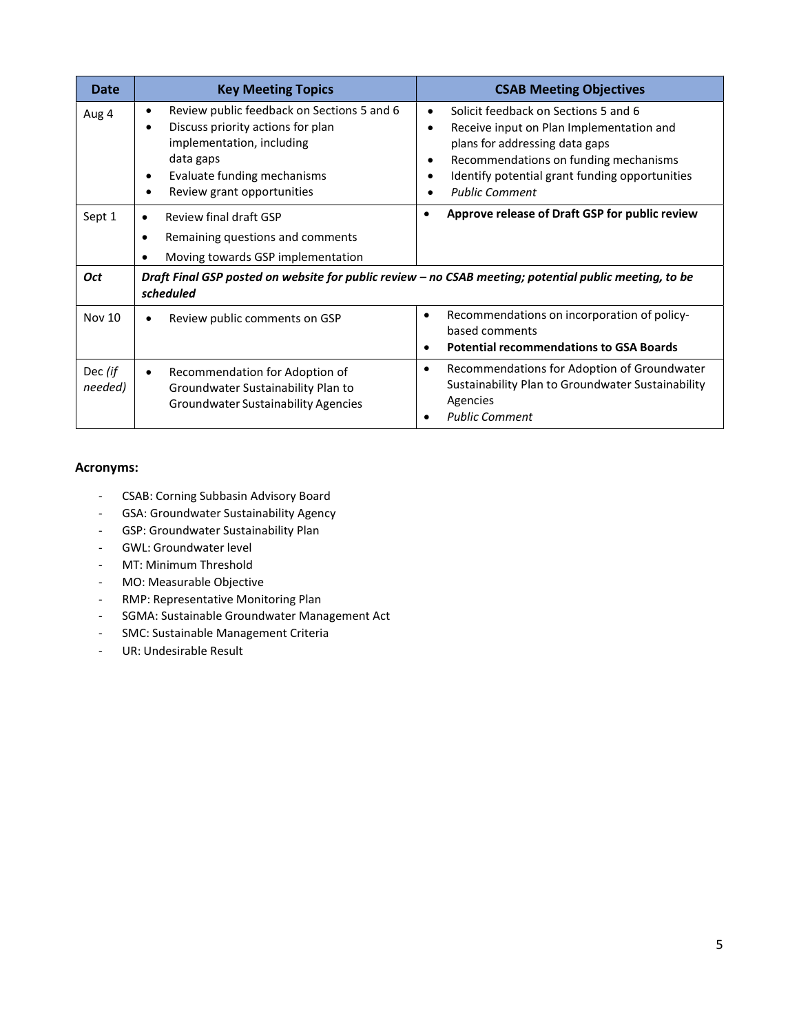| Date | Key Meeting Topics | CSAB Meeting Objectives |
| --- | --- | --- |
| Aug 4 | • Review public feedback on Sections 5 and 6<br>• Discuss priority actions for plan implementation, including data gaps<br>• Evaluate funding mechanisms<br>• Review grant opportunities | • Solicit feedback on Sections 5 and 6<br>• Receive input on Plan Implementation and plans for addressing data gaps<br>• Recommendations on funding mechanisms<br>• Identify potential grant funding opportunities<br>• *Public Comment* |
| Sept 1 | • Review final draft GSP<br>• Remaining questions and comments<br>• Moving towards GSP implementation | • **Approve release of Draft GSP for public review** |
| ***Oct*** | ***Draft Final GSP posted on website for public review – no CSAB meeting; potential public meeting, to be scheduled*** | |
| Nov 10 | • Review public comments on GSP | • Recommendations on incorporation of policy-based comments<br>• **Potential recommendations to GSA Boards** |
| Dec *(if needed)* | • Recommendation for Adoption of Groundwater Sustainability Plan to Groundwater Sustainability Agencies | • Recommendations for Adoption of Groundwater Sustainability Plan to Groundwater Sustainability Agencies<br>• *Public Comment* |

**Acronyms:**

- CSAB: Corning Subbasin Advisory Board
- GSA: Groundwater Sustainability Agency
- GSP: Groundwater Sustainability Plan
- GWL: Groundwater level
- MT: Minimum Threshold
- MO: Measurable Objective
- RMP: Representative Monitoring Plan
- SGMA: Sustainable Groundwater Management Act
- SMC: Sustainable Management Criteria
- UR: Undesirable Result